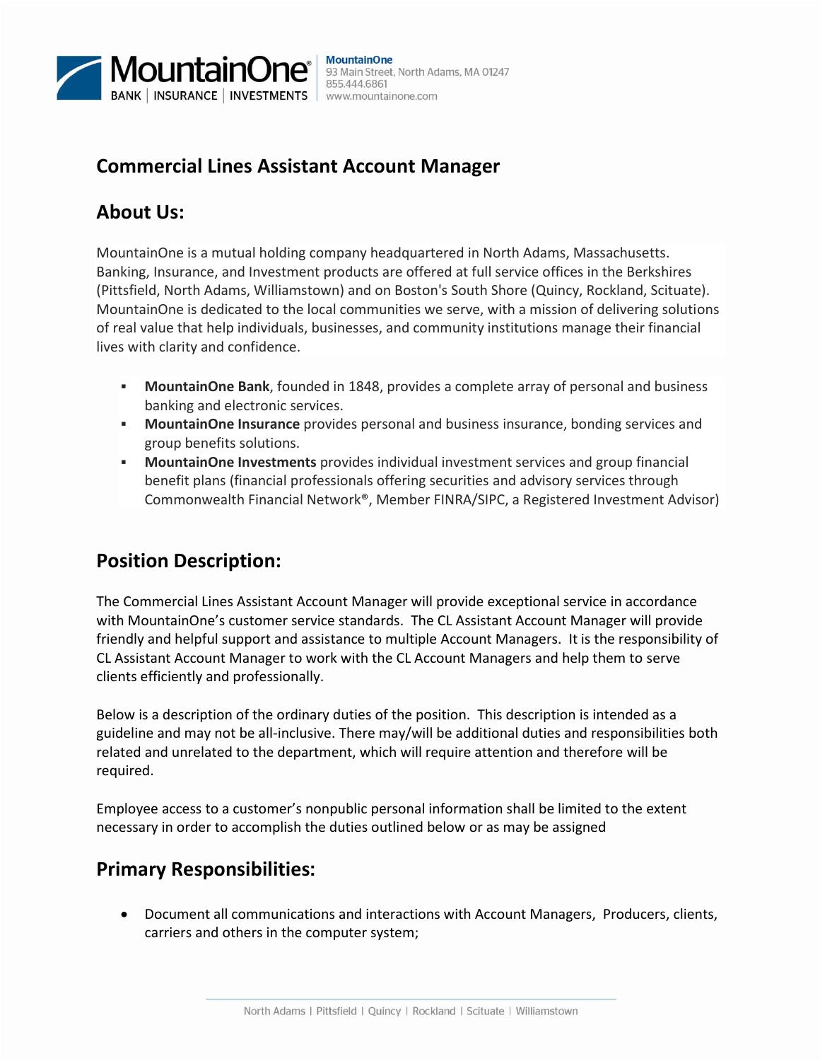# Commercial Lines Assistant Account Manager

## About Us:

MountainOne is a mutual holding company headquartered in North Adams, Massachusetts. Banking, Insurance, and Investment products are offered at full service offices in the Berkshires (Pittsfield, North Adams, Williamstown) and on Boston's South Shore (Quincy, Rockland, Scituate). MountainOne is dedicated to the local communities we serve, with a mission of delivering solutions of real value that help individuals, businesses, and community institutions manage their financial lives with clarity and confidence.

- **MountainOne Bank**, founded in 1848, provides a complete array of personal and business banking and electronic services.
- **MountainOne Insurance** provides personal and business insurance, bonding services and group benefits solutions.
- **MountainOne Investments** provides individual investment services and group financial benefit plans (financial professionals offering securities and advisory services through Commonwealth Financial Network®, Member FINRA/SIPC, a Registered Investment Advisor)

## Position Description:

The Commercial Lines Assistant Account Manager will provide exceptional service in accordance with MountainOne's customer service standards. The CL Assistant Account Manager will provide friendly and helpful support and assistance to multiple Account Managers. It is the responsibility of CL Assistant Account Manager to work with the CL Account Managers and help them to serve clients efficiently and professionally.

Below is a description of the ordinary duties of the position. This description is intended as a guideline and may not be all-inclusive. There may/will be additional duties and responsibilities both related and unrelated to the department, which will require attention and therefore will be required.

Employee access to a customer's nonpublic personal information shall be limited to the extent necessary in order to accomplish the duties outlined below or as may be assigned

## Primary Responsibilities:

- Document all communications and interactions with Account Managers, Producers, clients, carriers and others in the computer system;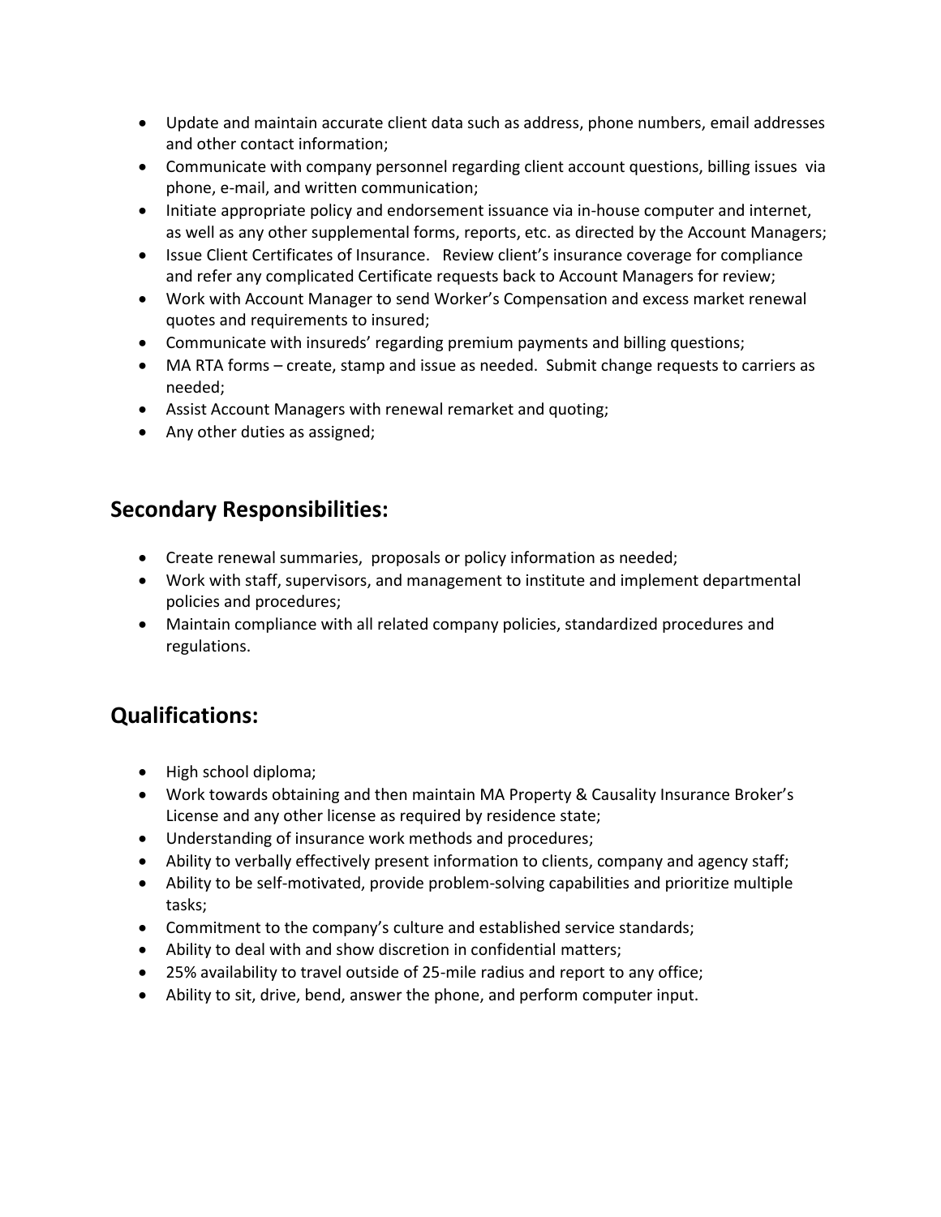- Update and maintain accurate client data such as address, phone numbers, email addresses and other contact information;
- Communicate with company personnel regarding client account questions, billing issues via phone, e-mail, and written communication;
- Initiate appropriate policy and endorsement issuance via in-house computer and internet, as well as any other supplemental forms, reports, etc. as directed by the Account Managers;
- Issue Client Certificates of Insurance. Review client's insurance coverage for compliance and refer any complicated Certificate requests back to Account Managers for review;
- Work with Account Manager to send Worker's Compensation and excess market renewal quotes and requirements to insured;
- Communicate with insureds' regarding premium payments and billing questions;
- MA RTA forms – create, stamp and issue as needed. Submit change requests to carriers as needed;
- Assist Account Managers with renewal remarket and quoting;
- Any other duties as assigned;

## Secondary Responsibilities:

- Create renewal summaries, proposals or policy information as needed;
- Work with staff, supervisors, and management to institute and implement departmental policies and procedures;
- Maintain compliance with all related company policies, standardized procedures and regulations.

## Qualifications:

- High school diploma;
- Work towards obtaining and then maintain MA Property & Causality Insurance Broker's License and any other license as required by residence state;
- Understanding of insurance work methods and procedures;
- Ability to verbally effectively present information to clients, company and agency staff;
- Ability to be self-motivated, provide problem-solving capabilities and prioritize multiple tasks;
- Commitment to the company's culture and established service standards;
- Ability to deal with and show discretion in confidential matters;
- 25% availability to travel outside of 25-mile radius and report to any office;
- Ability to sit, drive, bend, answer the phone, and perform computer input.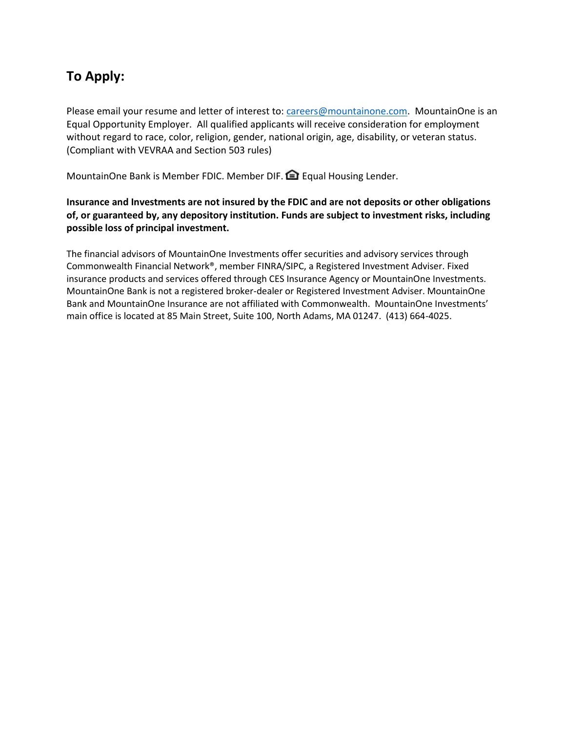## To Apply:

Please email your resume and letter of interest to: careers@mountainone.com. MountainOne is an Equal Opportunity Employer. All qualified applicants will receive consideration for employment without regard to race, color, religion, gender, national origin, age, disability, or veteran status. (Compliant with VEVRAA and Section 503 rules)

MountainOne Bank is Member FDIC. Member DIF. Equal Housing Lender.

**Insurance and Investments are not insured by the FDIC and are not deposits or other obligations of, or guaranteed by, any depository institution. Funds are subject to investment risks, including possible loss of principal investment.**

The financial advisors of MountainOne Investments offer securities and advisory services through Commonwealth Financial Network®, member FINRA/SIPC, a Registered Investment Adviser. Fixed insurance products and services offered through CES Insurance Agency or MountainOne Investments. MountainOne Bank is not a registered broker-dealer or Registered Investment Adviser. MountainOne Bank and MountainOne Insurance are not affiliated with Commonwealth. MountainOne Investments' main office is located at 85 Main Street, Suite 100, North Adams, MA 01247. (413) 664-4025.